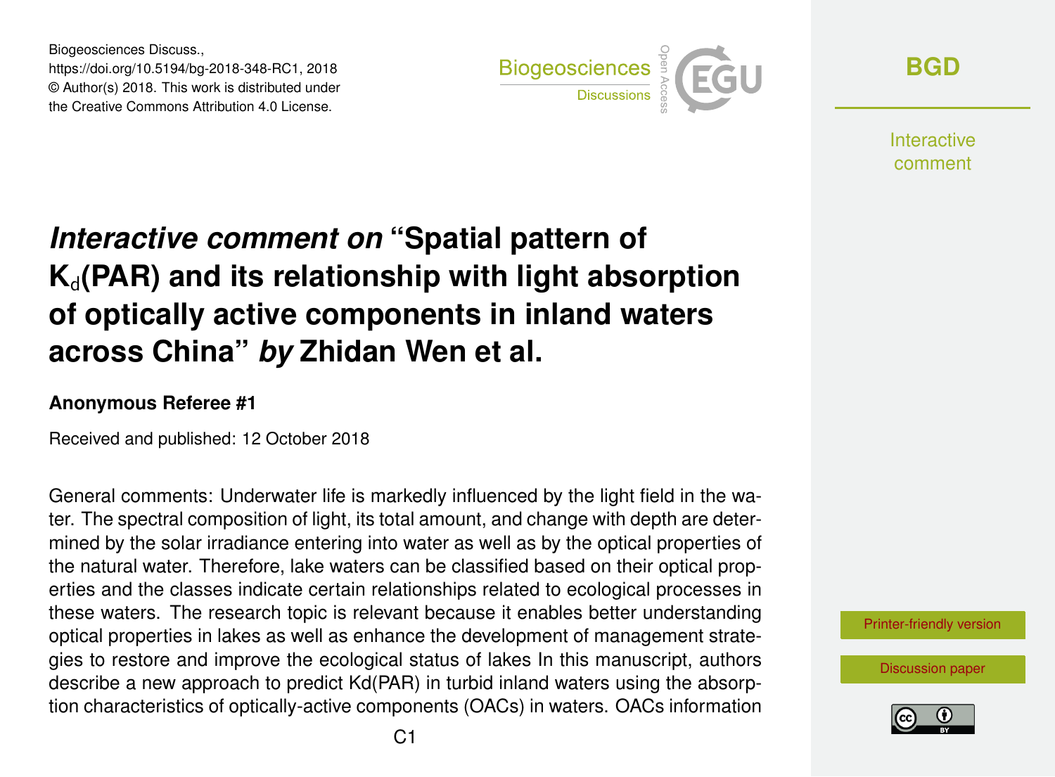# *Interactive comment on* "Spatial pattern of $K_d$(PAR) and its relationship with light absorption of optically active components in inland waters across China" *by* Zhidan Wen et al.

**Anonymous Referee #1**

Received and published: 12 October 2018

General comments: Underwater life is markedly influenced by the light field in the water. The spectral composition of light, its total amount, and change with depth are determined by the solar irradiance entering into water as well as by the optical properties of the natural water. Therefore, lake waters can be classified based on their optical properties and the classes indicate certain relationships related to ecological processes in these waters. The research topic is relevant because it enables better understanding optical properties in lakes as well as enhance the development of management strategies to restore and improve the ecological status of lakes In this manuscript, authors describe a new approach to predict Kd(PAR) in turbid inland waters using the absorption characteristics of optically-active components (OACs) in waters. OACs information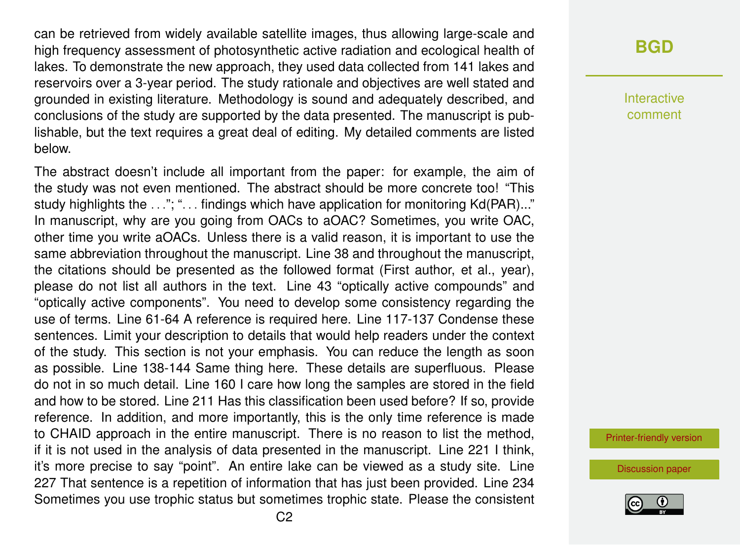can be retrieved from widely available satellite images, thus allowing large-scale and high frequency assessment of photosynthetic active radiation and ecological health of lakes. To demonstrate the new approach, they used data collected from 141 lakes and reservoirs over a 3-year period. The study rationale and objectives are well stated and grounded in existing literature. Methodology is sound and adequately described, and conclusions of the study are supported by the data presented. The manuscript is publishable, but the text requires a great deal of editing. My detailed comments are listed below.

The abstract doesn't include all important from the paper: for example, the aim of the study was not even mentioned. The abstract should be more concrete too! "This study highlights the . . ."; ". . . findings which have application for monitoring Kd(PAR)..." In manuscript, why are you going from OACs to aOAC? Sometimes, you write OAC, other time you write aOACs. Unless there is a valid reason, it is important to use the same abbreviation throughout the manuscript. Line 38 and throughout the manuscript, the citations should be presented as the followed format (First author, et al., year), please do not list all authors in the text. Line 43 "optically active compounds" and "optically active components". You need to develop some consistency regarding the use of terms. Line 61-64 A reference is required here. Line 117-137 Condense these sentences. Limit your description to details that would help readers under the context of the study. This section is not your emphasis. You can reduce the length as soon as possible. Line 138-144 Same thing here. These details are superfluous. Please do not in so much detail. Line 160 I care how long the samples are stored in the field and how to be stored. Line 211 Has this classification been used before? If so, provide reference. In addition, and more importantly, this is the only time reference is made to CHAID approach in the entire manuscript. There is no reason to list the method, if it is not used in the analysis of data presented in the manuscript. Line 221 I think, it's more precise to say "point". An entire lake can be viewed as a study site. Line 227 That sentence is a repetition of information that has just been provided. Line 234 Sometimes you use trophic status but sometimes trophic state. Please the consistent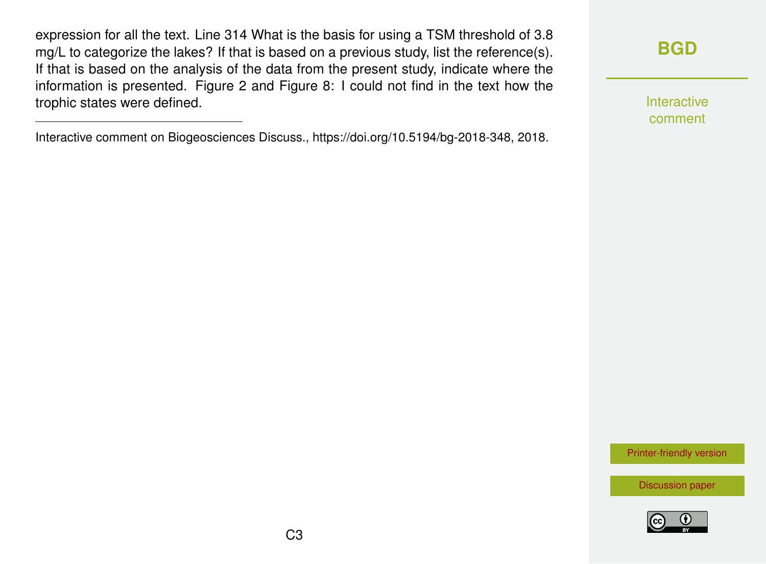expression for all the text. Line 314 What is the basis for using a TSM threshold of 3.8 mg/L to categorize the lakes? If that is based on a previous study, list the reference(s). If that is based on the analysis of the data from the present study, indicate where the information is presented. Figure 2 and Figure 8: I could not find in the text how the trophic states were defined.

---

Interactive comment on Biogeosciences Discuss., https://doi.org/10.5194/bg-2018-348, 2018.